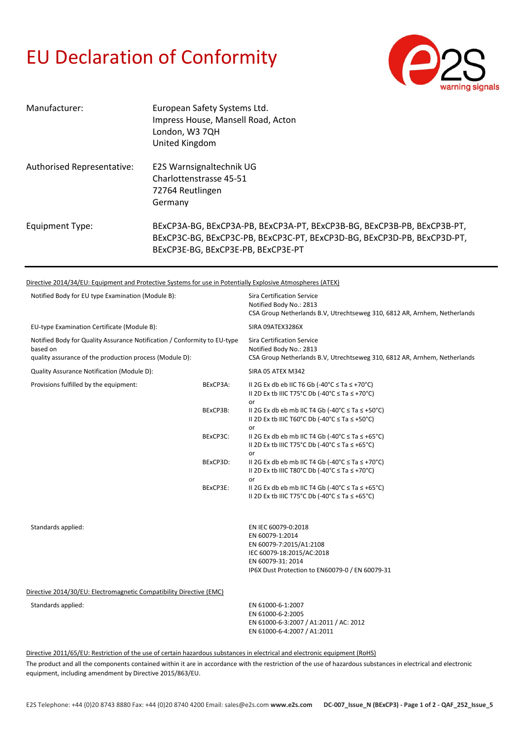# EU Declaration of Conformity

| | |
|---|---|
| Manufacturer: | European Safety Systems Ltd.<br>Impress House, Mansell Road, Acton<br>London, W3 7QH<br>United Kingdom |
| Authorised Representative: | E2S Warnsignaltechnik UG<br>Charlottenstrasse 45-51<br>72764 Reutlingen<br>Germany |
| Equipment Type: | BExCP3A-BG, BExCP3A-PB, BExCP3A-PT, BExCP3B-BG, BExCP3B-PB, BExCP3B-PT, BExCP3C-BG, BExCP3C-PB, BExCP3C-PT, BExCP3D-BG, BExCP3D-PB, BExCP3D-PT, BExCP3E-BG, BExCP3E-PB, BExCP3E-PT |

Directive 2014/34/EU: Equipment and Protective Systems for use in Potentially Explosive Atmospheres (ATEX)

| | | |
|---|---|---|
| Notified Body for EU type Examination (Module B): | | Sira Certification Service<br>Notified Body No.: 2813<br>CSA Group Netherlands B.V, Utrechtseweg 310, 6812 AR, Arnhem, Netherlands |
| EU-type Examination Certificate (Module B): | | SIRA 09ATEX3286X |
| Notified Body for Quality Assurance Notification / Conformity to EU-type based on quality assurance of the production process (Module D): | | Sira Certification Service<br>Notified Body No.: 2813<br>CSA Group Netherlands B.V, Utrechtseweg 310, 6812 AR, Arnhem, Netherlands |
| Quality Assurance Notification (Module D): | | SIRA 05 ATEX M342 |
| Provisions fulfilled by the equipment: | BExCP3A: | II 2G Ex db eb IIC T6 Gb (-40°C ≤ Ta ≤ +70°C)<br>II 2D Ex tb IIIC T75°C Db (-40°C ≤ Ta ≤ +70°C)<br>or |
| | BExCP3B: | II 2G Ex db eb mb IIC T4 Gb (-40°C ≤ Ta ≤ +50°C)<br>II 2D Ex tb IIIC T60°C Db (-40°C ≤ Ta ≤ +50°C)<br>or |
| | BExCP3C: | II 2G Ex db eb mb IIC T4 Gb (-40°C ≤ Ta ≤ +65°C)<br>II 2D Ex tb IIIC T75°C Db (-40°C ≤ Ta ≤ +65°C)<br>or |
| | BExCP3D: | II 2G Ex db eb mb IIC T4 Gb (-40°C ≤ Ta ≤ +70°C)<br>II 2D Ex tb IIIC T80°C Db (-40°C ≤ Ta ≤ +70°C)<br>or |
| | BExCP3E: | II 2G Ex db eb mb IIC T4 Gb (-40°C ≤ Ta ≤ +65°C)<br>II 2D Ex tb IIIC T75°C Db (-40°C ≤ Ta ≤ +65°C) |
| Standards applied: | | EN IEC 60079-0:2018<br>EN 60079-1:2014<br>EN 60079-7:2015/A1:2108<br>IEC 60079-18:2015/AC:2018<br>EN 60079-31: 2014<br>IP6X Dust Protection to EN60079-0 / EN 60079-31 |

Directive 2014/30/EU: Electromagnetic Compatibility Directive (EMC)

| | |
|---|---|
| Standards applied: | EN 61000-6-1:2007<br>EN 61000-6-2:2005<br>EN 61000-6-3:2007 / A1:2011 / AC: 2012<br>EN 61000-6-4:2007 / A1:2011 |

Directive 2011/65/EU: Restriction of the use of certain hazardous substances in electrical and electronic equipment (RoHS)

The product and all the components contained within it are in accordance with the restriction of the use of hazardous substances in electrical and electronic equipment, including amendment by Directive 2015/863/EU.

E2S Telephone: +44 (0)20 8743 8880 Fax: +44 (0)20 8740 4200 Email: sales@e2s.com **www.e2s.com** **DC-007_Issue_N (BExCP3) - QAF_252_Issue_5**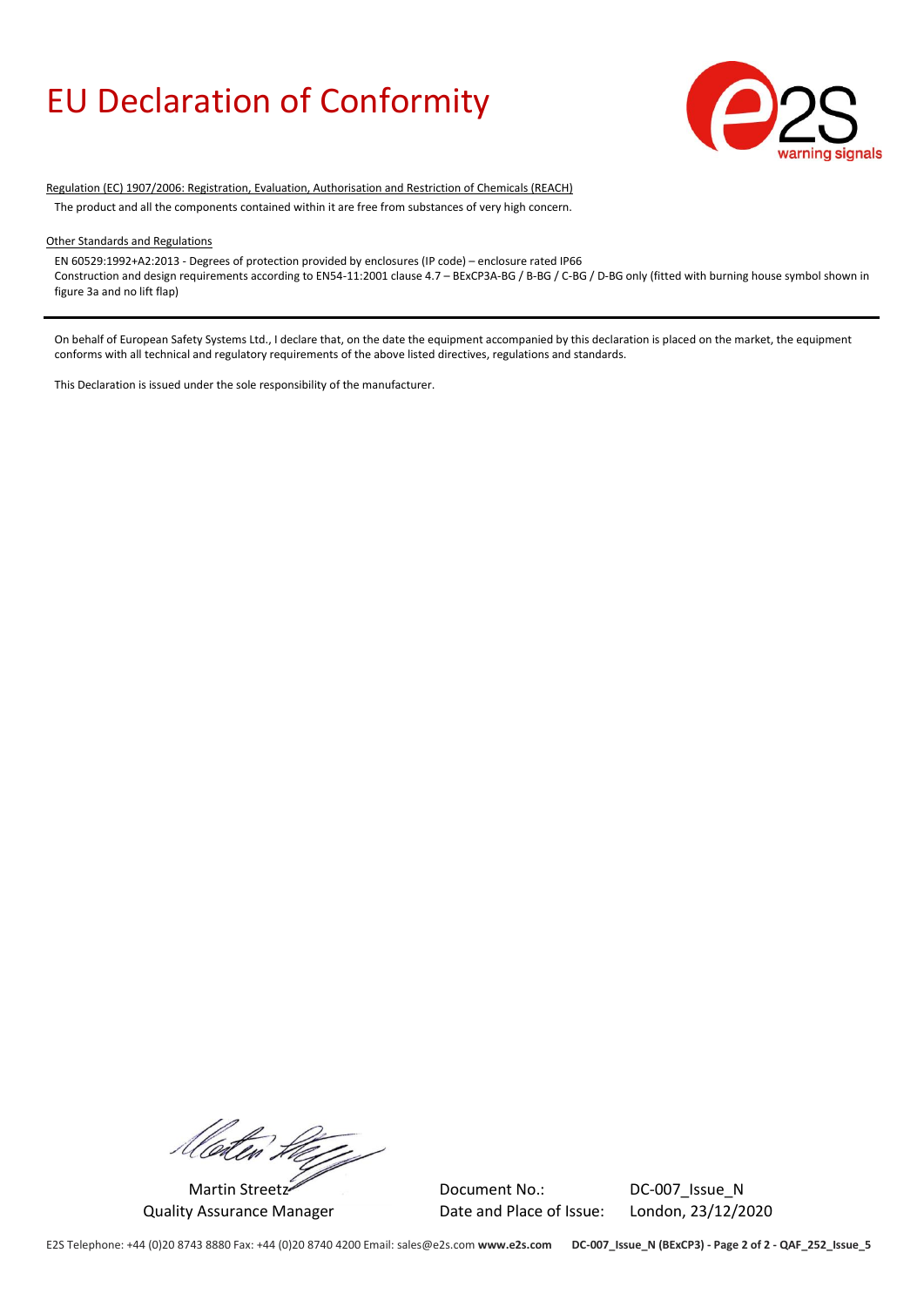# EU Declaration of Conformity

Regulation (EC) 1907/2006: Registration, Evaluation, Authorisation and Restriction of Chemicals (REACH)

The product and all the components contained within it are free from substances of very high concern.

Other Standards and Regulations

EN 60529:1992+A2:2013 - Degrees of protection provided by enclosures (IP code) – enclosure rated IP66
Construction and design requirements according to EN54-11:2001 clause 4.7 – BExCP3A-BG / B-BG / C-BG / D-BG only (fitted with burning house symbol shown in figure 3a and no lift flap)

---

On behalf of European Safety Systems Ltd., I declare that, on the date the equipment accompanied by this declaration is placed on the market, the equipment conforms with all technical and regulatory requirements of the above listed directives, regulations and standards.

This Declaration is issued under the sole responsibility of the manufacturer.

Martin Streetz
Quality Assurance Manager

Document No.: DC-007_Issue_N
Date and Place of Issue: London, 23/12/2020

E2S Telephone: +44 (0)20 8743 8880 Fax: +44 (0)20 8740 4200 Email: sales@e2s.com **www.e2s.com** **DC-007_Issue_N (BExCP3) - QAF_252_Issue_5**